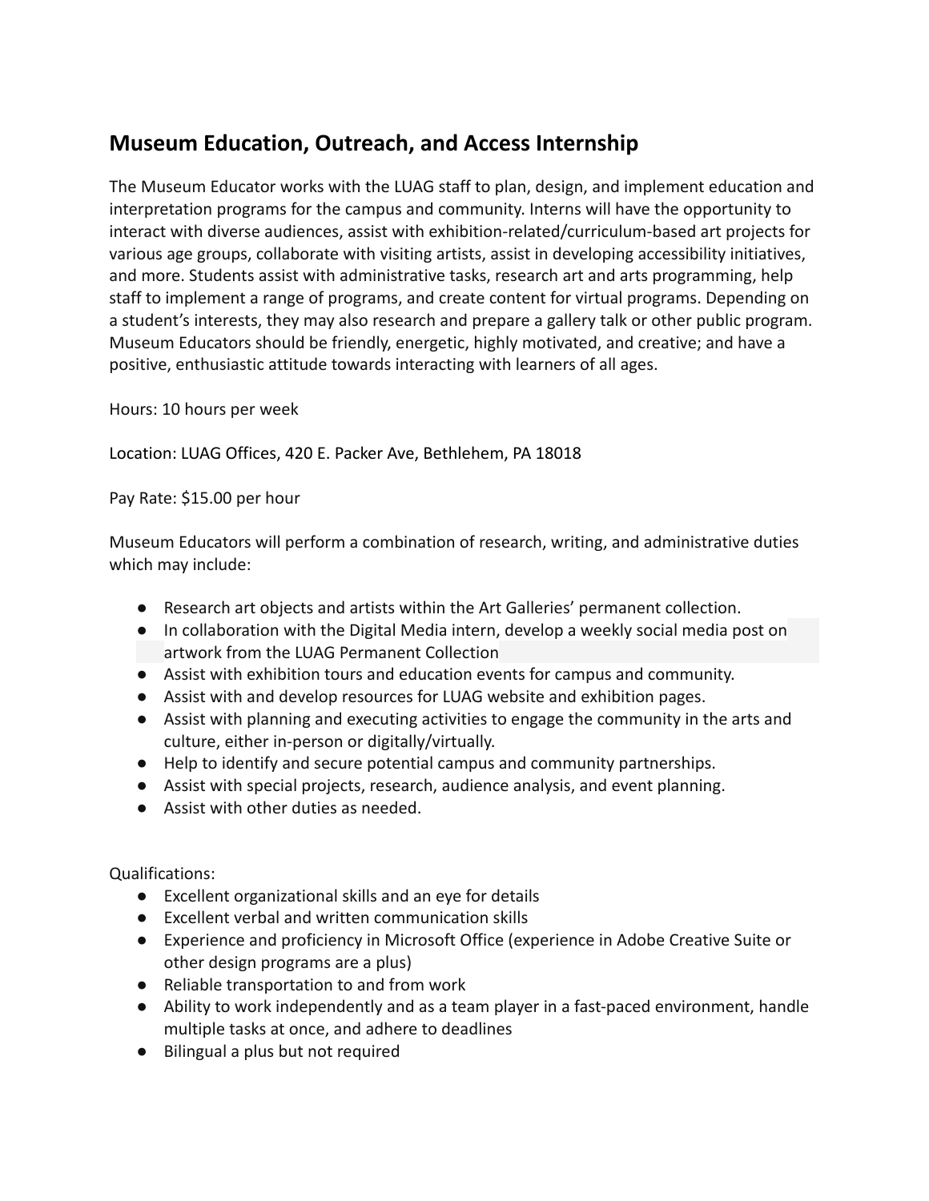## Museum Education, Outreach, and Access Internship

The Museum Educator works with the LUAG staff to plan, design, and implement education and interpretation programs for the campus and community. Interns will have the opportunity to interact with diverse audiences, assist with exhibition-related/curriculum-based art projects for various age groups, collaborate with visiting artists, assist in developing accessibility initiatives, and more. Students assist with administrative tasks, research art and arts programming, help staff to implement a range of programs, and create content for virtual programs. Depending on a student's interests, they may also research and prepare a gallery talk or other public program. Museum Educators should be friendly, energetic, highly motivated, and creative; and have a positive, enthusiastic attitude towards interacting with learners of all ages.

Hours: 10 hours per week

Location: LUAG Offices, 420 E. Packer Ave, Bethlehem, PA 18018

Pay Rate: $15.00 per hour

Museum Educators will perform a combination of research, writing, and administrative duties which may include:

- Research art objects and artists within the Art Galleries' permanent collection.
- In collaboration with the Digital Media intern, develop a weekly social media post on artwork from the LUAG Permanent Collection
- Assist with exhibition tours and education events for campus and community.
- Assist with and develop resources for LUAG website and exhibition pages.
- Assist with planning and executing activities to engage the community in the arts and culture, either in-person or digitally/virtually.
- Help to identify and secure potential campus and community partnerships.
- Assist with special projects, research, audience analysis, and event planning.
- Assist with other duties as needed.

Qualifications:

- Excellent organizational skills and an eye for details
- Excellent verbal and written communication skills
- Experience and proficiency in Microsoft Office (experience in Adobe Creative Suite or other design programs are a plus)
- Reliable transportation to and from work
- Ability to work independently and as a team player in a fast-paced environment, handle multiple tasks at once, and adhere to deadlines
- Bilingual a plus but not required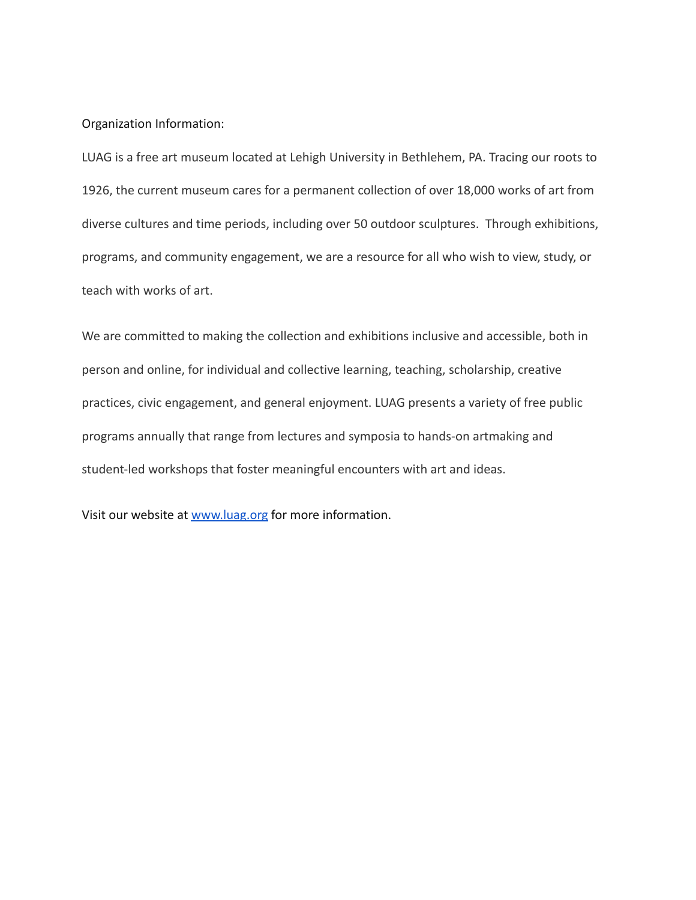Organization Information:

LUAG is a free art museum located at Lehigh University in Bethlehem, PA. Tracing our roots to 1926, the current museum cares for a permanent collection of over 18,000 works of art from diverse cultures and time periods, including over 50 outdoor sculptures. Through exhibitions, programs, and community engagement, we are a resource for all who wish to view, study, or teach with works of art.

We are committed to making the collection and exhibitions inclusive and accessible, both in person and online, for individual and collective learning, teaching, scholarship, creative practices, civic engagement, and general enjoyment. LUAG presents a variety of free public programs annually that range from lectures and symposia to hands-on artmaking and student-led workshops that foster meaningful encounters with art and ideas.

Visit our website at [www.luag.org](http://www.luag.org) for more information.